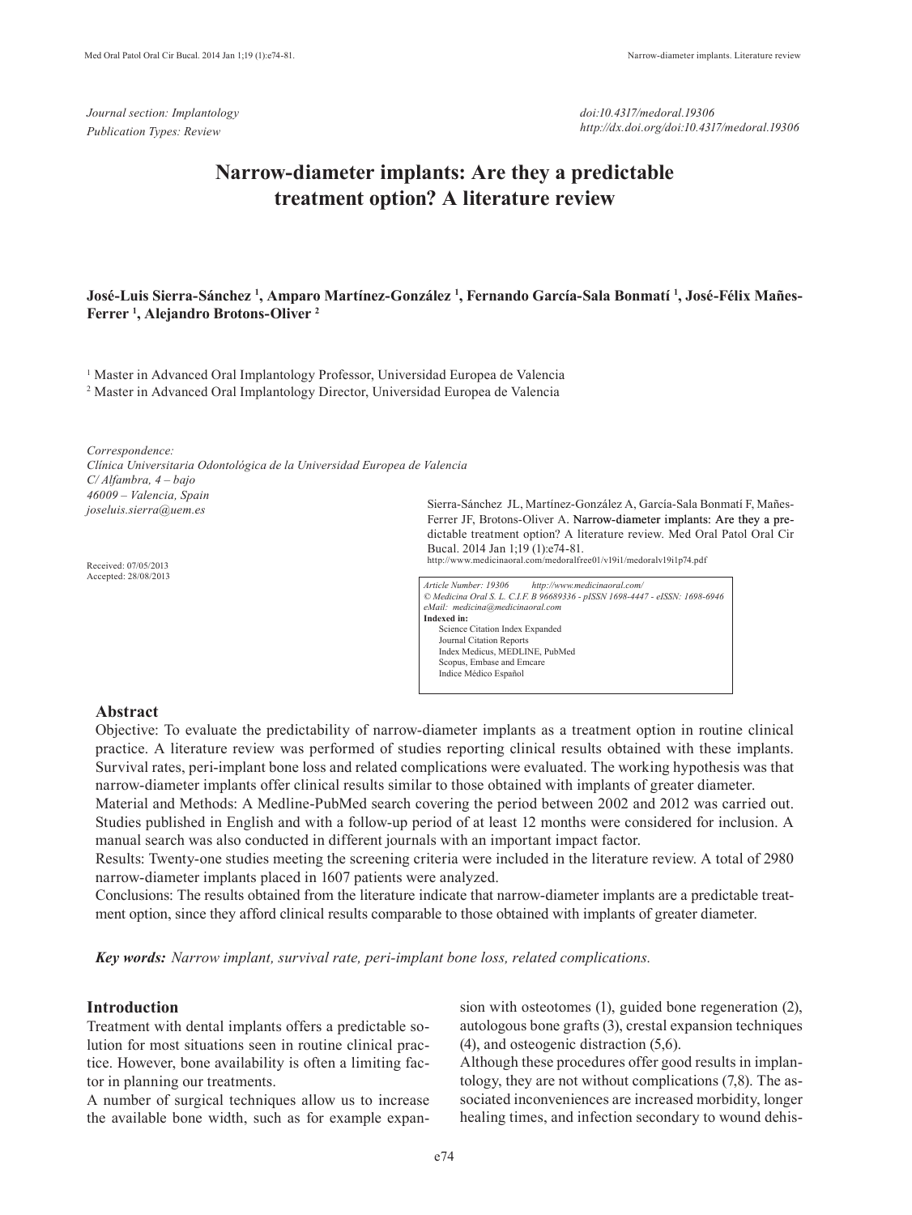*Journal section: Implantology*
*Publication Types: Review*

*doi:10.4317/medoral.19306*
*http://dx.doi.org/doi:10.4317/medoral.19306*

# Narrow-diameter implants: Are they a predictable treatment option? A literature review

**José-Luis Sierra-Sánchez [1], Amparo Martínez-González [1], Fernando García-Sala Bonmatí [1], José-Félix Mañes-Ferrer [1], Alejandro Brotons-Oliver [2]**

[1] Master in Advanced Oral Implantology Professor, Universidad Europea de Valencia
[2] Master in Advanced Oral Implantology Director, Universidad Europea de Valencia

*Correspondence:*
*Clínica Universitaria Odontológica de la Universidad Europea de Valencia*
*C/ Alfambra, 4 – bajo*
*46009 – Valencia, Spain*
*joseluis.sierra@uem.es*

Received: 07/05/2013
Accepted: 28/08/2013

Sierra-Sánchez JL, Martínez-González A, García-Sala Bonmatí F, Mañes-Ferrer JF, Brotons-Oliver A. Narrow-diameter implants: Are they a predictable treatment option? A literature review. Med Oral Patol Oral Cir Bucal. 2014 Jan 1;19 (1):e74-81.
http://www.medicinaoral.com/medoralfree01/v19i1/medoralv19i1p74.pdf

*Article Number: 19306 http://www.medicinaoral.com/*
*© Medicina Oral S. L. C.I.F. B 96689336 - pISSN 1698-4447 - eISSN: 1698-6946*
*eMail: medicina@medicinaoral.com*
**Indexed in:**
Science Citation Index Expanded
Journal Citation Reports
Index Medicus, MEDLINE, PubMed
Scopus, Embase and Emcare
Indice Médico Español

## Abstract

Objective: To evaluate the predictability of narrow-diameter implants as a treatment option in routine clinical practice. A literature review was performed of studies reporting clinical results obtained with these implants. Survival rates, peri-implant bone loss and related complications were evaluated. The working hypothesis was that narrow-diameter implants offer clinical results similar to those obtained with implants of greater diameter.

Material and Methods: A Medline-PubMed search covering the period between 2002 and 2012 was carried out. Studies published in English and with a follow-up period of at least 12 months were considered for inclusion. A manual search was also conducted in different journals with an important impact factor.

Results: Twenty-one studies meeting the screening criteria were included in the literature review. A total of 2980 narrow-diameter implants placed in 1607 patients were analyzed.

Conclusions: The results obtained from the literature indicate that narrow-diameter implants are a predictable treatment option, since they afford clinical results comparable to those obtained with implants of greater diameter.

***Key words:*** *Narrow implant, survival rate, peri-implant bone loss, related complications.*

## Introduction

Treatment with dental implants offers a predictable solution for most situations seen in routine clinical practice. However, bone availability is often a limiting factor in planning our treatments.

A number of surgical techniques allow us to increase the available bone width, such as for example expansion with osteotomes (1), guided bone regeneration (2), autologous bone grafts (3), crestal expansion techniques (4), and osteogenic distraction (5,6).

Although these procedures offer good results in implantology, they are not without complications (7,8). The associated inconveniences are increased morbidity, longer healing times, and infection secondary to wound dehis-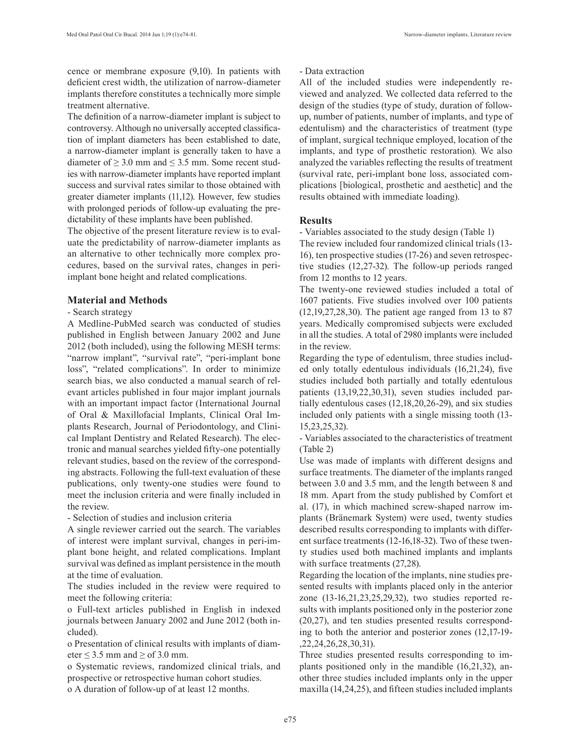cence or membrane exposure (9,10). In patients with deficient crest width, the utilization of narrow-diameter implants therefore constitutes a technically more simple treatment alternative.

The definition of a narrow-diameter implant is subject to controversy. Although no universally accepted classification of implant diameters has been established to date, a narrow-diameter implant is generally taken to have a diameter of ≥ 3.0 mm and ≤ 3.5 mm. Some recent studies with narrow-diameter implants have reported implant success and survival rates similar to those obtained with greater diameter implants (11,12). However, few studies with prolonged periods of follow-up evaluating the predictability of these implants have been published.

The objective of the present literature review is to evaluate the predictability of narrow-diameter implants as an alternative to other technically more complex procedures, based on the survival rates, changes in peri-implant bone height and related complications.

## Material and Methods

- Search strategy

A Medline-PubMed search was conducted of studies published in English between January 2002 and June 2012 (both included), using the following MESH terms: "narrow implant", "survival rate", "peri-implant bone loss", "related complications". In order to minimize search bias, we also conducted a manual search of relevant articles published in four major implant journals with an important impact factor (International Journal of Oral & Maxillofacial Implants, Clinical Oral Implants Research, Journal of Periodontology, and Clinical Implant Dentistry and Related Research). The electronic and manual searches yielded fifty-one potentially relevant studies, based on the review of the corresponding abstracts. Following the full-text evaluation of these publications, only twenty-one studies were found to meet the inclusion criteria and were finally included in the review.

- Selection of studies and inclusion criteria

A single reviewer carried out the search. The variables of interest were implant survival, changes in peri-implant bone height, and related complications. Implant survival was defined as implant persistence in the mouth at the time of evaluation.

The studies included in the review were required to meet the following criteria:

o Full-text articles published in English in indexed journals between January 2002 and June 2012 (both included).

o Presentation of clinical results with implants of diameter ≤ 3.5 mm and ≥ of 3.0 mm.

o Systematic reviews, randomized clinical trials, and prospective or retrospective human cohort studies.

o A duration of follow-up of at least 12 months.

- Data extraction

All of the included studies were independently reviewed and analyzed. We collected data referred to the design of the studies (type of study, duration of follow-up, number of patients, number of implants, and type of edentulism) and the characteristics of treatment (type of implant, surgical technique employed, location of the implants, and type of prosthetic restoration). We also analyzed the variables reflecting the results of treatment (survival rate, peri-implant bone loss, associated complications [biological, prosthetic and aesthetic] and the results obtained with immediate loading).

## Results

- Variables associated to the study design (Table 1)

The review included four randomized clinical trials (13-16), ten prospective studies (17-26) and seven retrospective studies (12,27-32). The follow-up periods ranged from 12 months to 12 years.

The twenty-one reviewed studies included a total of 1607 patients. Five studies involved over 100 patients (12,19,27,28,30). The patient age ranged from 13 to 87 years. Medically compromised subjects were excluded in all the studies. A total of 2980 implants were included in the review.

Regarding the type of edentulism, three studies included only totally edentulous individuals (16,21,24), five studies included both partially and totally edentulous patients (13,19,22,30,31), seven studies included partially edentulous cases (12,18,20,26-29), and six studies included only patients with a single missing tooth (13-15,23,25,32).

- Variables associated to the characteristics of treatment (Table 2)

Use was made of implants with different designs and surface treatments. The diameter of the implants ranged between 3.0 and 3.5 mm, and the length between 8 and 18 mm. Apart from the study published by Comfort et al. (17), in which machined screw-shaped narrow implants (Bränemark System) were used, twenty studies described results corresponding to implants with different surface treatments (12-16,18-32). Two of these twenty studies used both machined implants and implants with surface treatments (27,28).

Regarding the location of the implants, nine studies presented results with implants placed only in the anterior zone (13-16,21,23,25,29,32), two studies reported results with implants positioned only in the posterior zone (20,27), and ten studies presented results corresponding to both the anterior and posterior zones (12,17-19-,22,24,26,28,30,31).

Three studies presented results corresponding to implants positioned only in the mandible (16,21,32), another three studies included implants only in the upper maxilla (14,24,25), and fifteen studies included implants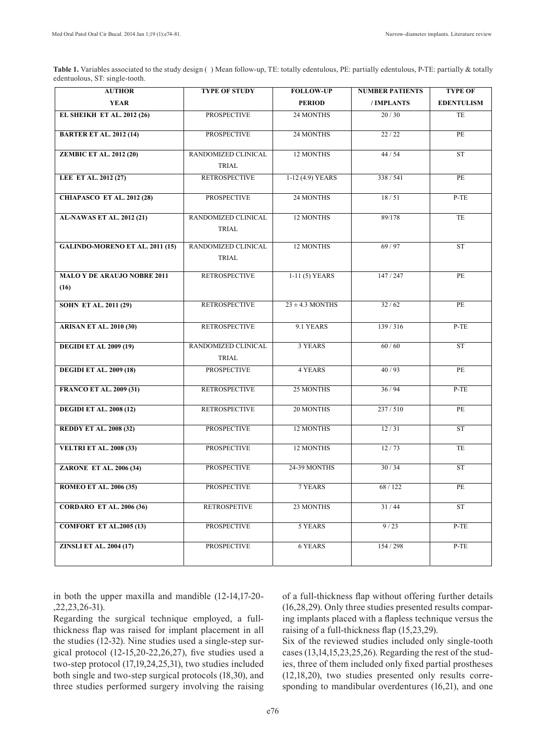**Table 1.** Variables associated to the study design ( ) Mean follow-up, TE: totally edentulous, PE: partially edentulous, P-TE: partially & totally edentuolous, ST: single-tooth.

| AUTHOR YEAR | TYPE OF STUDY | FOLLOW-UP PERIOD | NUMBER PATIENTS / IMPLANTS | TYPE OF EDENTULISM |
|---|---|---|---|---|
| **EL SHEIKH ET AL. 2012 (26)** | PROSPECTIVE | 24 MONTHS | 20 / 30 | TE |
| **BARTER ET AL. 2012 (14)** | PROSPECTIVE | 24 MONTHS | 22 / 22 | PE |
| **ZEMBIC ET AL. 2012 (20)** | RANDOMIZED CLINICAL TRIAL | 12 MONTHS | 44 / 54 | ST |
| **LEE ET AL. 2012 (27)** | RETROSPECTIVE | 1-12 (4.9) YEARS | 338 / 541 | PE |
| **CHIAPASCO ET AL. 2012 (28)** | PROSPECTIVE | 24 MONTHS | 18 / 51 | P-TE |
| **AL-NAWAS ET AL. 2012 (21)** | RANDOMIZED CLINICAL TRIAL | 12 MONTHS | 89/178 | TE |
| **GALINDO-MORENO ET AL. 2011 (15)** | RANDOMIZED CLINICAL TRIAL | 12 MONTHS | 69 / 97 | ST |
| **MALO Y DE ARAUJO NOBRE 2011 (16)** | RETROSPECTIVE | 1-11 (5) YEARS | 147 / 247 | PE |
| **SOHN ET AL. 2011 (29)** | RETROSPECTIVE | 23 ± 4.3 MONTHS | 32 / 62 | PE |
| **ARISAN ET AL. 2010 (30)** | RETROSPECTIVE | 9.1 YEARS | 139 / 316 | P-TE |
| **DEGIDI ET AL 2009 (19)** | RANDOMIZED CLINICAL TRIAL | 3 YEARS | 60 / 60 | ST |
| **DEGIDI ET AL. 2009 (18)** | PROSPECTIVE | 4 YEARS | 40 / 93 | PE |
| **FRANCO ET AL. 2009 (31)** | RETROSPECTIVE | 25 MONTHS | 36 / 94 | P-TE |
| **DEGIDI ET AL. 2008 (12)** | RETROSPECTIVE | 20 MONTHS | 237 / 510 | PE |
| **REDDY ET AL. 2008 (32)** | PROSPECTIVE | 12 MONTHS | 12 / 31 | ST |
| **VELTRI ET AL. 2008 (33)** | PROSPECTIVE | 12 MONTHS | 12 / 73 | TE |
| **ZARONE ET AL. 2006 (34)** | PROSPECTIVE | 24-39 MONTHS | 30 / 34 | ST |
| **ROMEO ET AL. 2006 (35)** | PROSPECTIVE | 7 YEARS | 68 / 122 | PE |
| **CORDARO ET AL. 2006 (36)** | RETROSPETIVE | 23 MONTHS | 31 / 44 | ST |
| **COMFORT ET AL.2005 (13)** | PROSPECTIVE | 5 YEARS | 9 / 23 | P-TE |
| **ZINSLI ET AL. 2004 (17)** | PROSPECTIVE | 6 YEARS | 154 / 298 | P-TE |

in both the upper maxilla and mandible (12-14,17-20-,22,23,26-31).

Regarding the surgical technique employed, a full-thickness flap was raised for implant placement in all the studies (12-32). Nine studies used a single-step surgical protocol (12-15,20-22,26,27), five studies used a two-step protocol (17,19,24,25,31), two studies included both single and two-step surgical protocols (18,30), and three studies performed surgery involving the raising of a full-thickness flap without offering further details (16,28,29). Only three studies presented results comparing implants placed with a flapless technique versus the raising of a full-thickness flap (15,23,29).

Six of the reviewed studies included only single-tooth cases (13,14,15,23,25,26). Regarding the rest of the studies, three of them included only fixed partial prostheses (12,18,20), two studies presented only results corresponding to mandibular overdentures (16,21), and one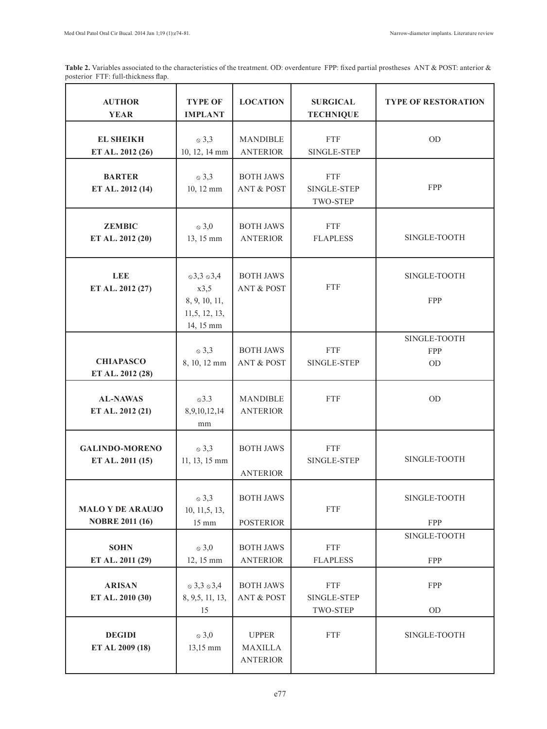**Table 2.** Variables associated to the characteristics of the treatment. OD: overdenture FPP: fixed partial prostheses ANT & POST: anterior & posterior FTF: full-thickness flap.

| AUTHOR YEAR | TYPE OF IMPLANT | LOCATION | SURGICAL TECHNIQUE | TYPE OF RESTORATION |
|---|---|---|---|---|
| **EL SHEIKH ET AL. 2012 (26)** | ⦸ 3,3 10, 12, 14 mm | MANDIBLE ANTERIOR | FTF SINGLE-STEP | OD |
| **BARTER ET AL. 2012 (14)** | ⦸ 3,3 10, 12 mm | BOTH JAWS ANT & POST | FTF SINGLE-STEP TWO-STEP | FPP |
| **ZEMBIC ET AL. 2012 (20)** | ⦸ 3,0 13, 15 mm | BOTH JAWS ANTERIOR | FTF FLAPLESS | SINGLE-TOOTH |
| **LEE ET AL. 2012 (27)** | ⦸3,3 ⦸3,4 x3,5 8, 9, 10, 11, 11,5, 12, 13, 14, 15 mm | BOTH JAWS ANT & POST | FTF | SINGLE-TOOTH FPP |
| **CHIAPASCO ET AL. 2012 (28)** | ⦸ 3,3 8, 10, 12 mm | BOTH JAWS ANT & POST | FTF SINGLE-STEP | SINGLE-TOOTH FPP OD |
| **AL-NAWAS ET AL. 2012 (21)** | ⦸3.3 8,9,10,12,14 mm | MANDIBLE ANTERIOR | FTF | OD |
| **GALINDO-MORENO ET AL. 2011 (15)** | ⦸ 3,3 11, 13, 15 mm | BOTH JAWS ANTERIOR | FTF SINGLE-STEP | SINGLE-TOOTH |
| **MALO Y DE ARAUJO NOBRE 2011 (16)** | ⦸ 3,3 10, 11,5, 13, 15 mm | BOTH JAWS POSTERIOR | FTF | SINGLE-TOOTH FPP |
| **SOHN ET AL. 2011 (29)** | ⦸ 3,0 12, 15 mm | BOTH JAWS ANTERIOR | FTF FLAPLESS | SINGLE-TOOTH FPP |
| **ARISAN ET AL. 2010 (30)** | ⦸ 3,3 ⦸3,4 8, 9,5, 11, 13, 15 | BOTH JAWS ANT & POST | FTF SINGLE-STEP TWO-STEP | FPP OD |
| **DEGIDI ET AL 2009 (18)** | ⦸ 3,0 13,15 mm | UPPER MAXILLA ANTERIOR | FTF | SINGLE-TOOTH |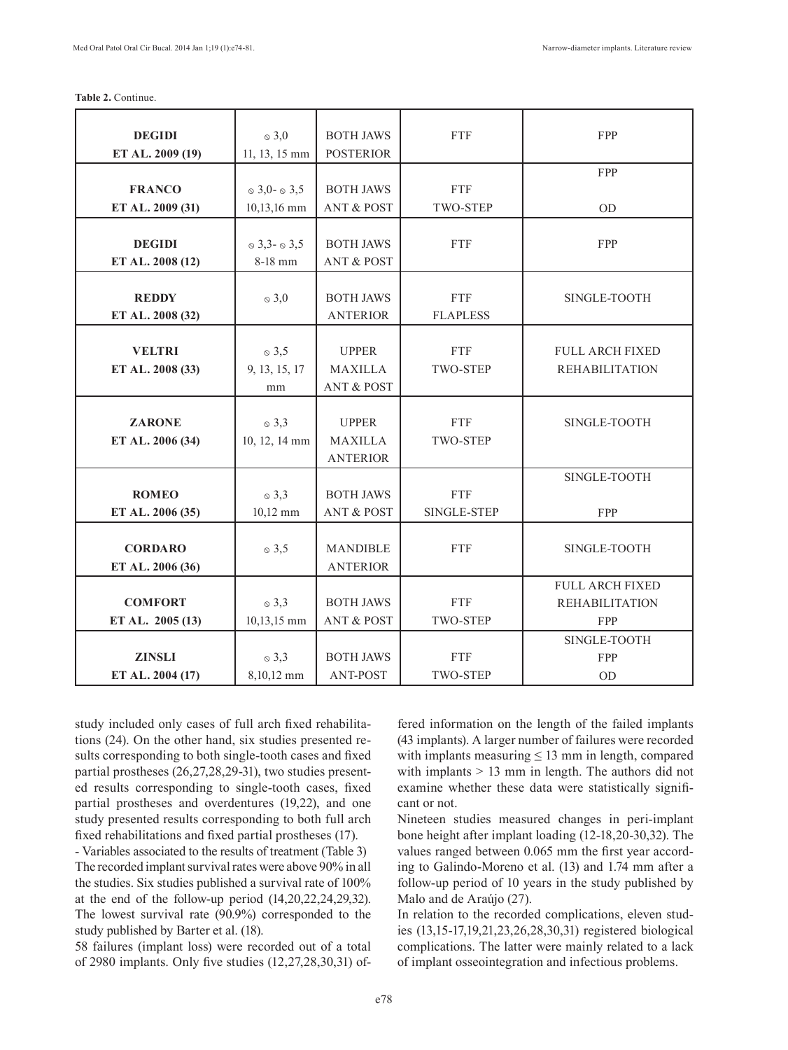**Table 2.** Continue.

| | | | | |
|---|---|---|---|---|
| **DEGIDI ET AL. 2009 (19)** | ⦸ 3,0<br>11, 13, 15 mm | BOTH JAWS POSTERIOR | FTF | FPP |
| **FRANCO ET AL. 2009 (31)** | ⦸ 3,0- ⦸ 3,5<br>10,13,16 mm | BOTH JAWS ANT & POST | FTF TWO-STEP | FPP<br><br>OD |
| **DEGIDI ET AL. 2008 (12)** | ⦸ 3,3- ⦸ 3,5<br>8-18 mm | BOTH JAWS ANT & POST | FTF | FPP |
| **REDDY ET AL. 2008 (32)** | ⦸ 3,0 | BOTH JAWS ANTERIOR | FTF FLAPLESS | SINGLE-TOOTH |
| **VELTRI ET AL. 2008 (33)** | ⦸ 3,5<br>9, 13, 15, 17 mm | UPPER MAXILLA ANT & POST | FTF TWO-STEP | FULL ARCH FIXED REHABILITATION |
| **ZARONE ET AL. 2006 (34)** | ⦸ 3,3<br>10, 12, 14 mm | UPPER MAXILLA ANTERIOR | FTF TWO-STEP | SINGLE-TOOTH |
| **ROMEO ET AL. 2006 (35)** | ⦸ 3,3<br>10,12 mm | BOTH JAWS ANT & POST | FTF SINGLE-STEP | SINGLE-TOOTH<br><br>FPP |
| **CORDARO ET AL. 2006 (36)** | ⦸ 3,5 | MANDIBLE ANTERIOR | FTF | SINGLE-TOOTH |
| **COMFORT ET AL. 2005 (13)** | ⦸ 3,3<br>10,13,15 mm | BOTH JAWS ANT & POST | FTF TWO-STEP | FULL ARCH FIXED REHABILITATION<br>FPP |
| **ZINSLI ET AL. 2004 (17)** | ⦸ 3,3<br>8,10,12 mm | BOTH JAWS ANT-POST | FTF TWO-STEP | SINGLE-TOOTH<br>FPP<br>OD |

study included only cases of full arch fixed rehabilitations (24). On the other hand, six studies presented results corresponding to both single-tooth cases and fixed partial prostheses (26,27,28,29-31), two studies presented results corresponding to single-tooth cases, fixed partial prostheses and overdentures (19,22), and one study presented results corresponding to both full arch fixed rehabilitations and fixed partial prostheses (17).

- Variables associated to the results of treatment (Table 3)

The recorded implant survival rates were above 90% in all the studies. Six studies published a survival rate of 100% at the end of the follow-up period (14,20,22,24,29,32). The lowest survival rate (90.9%) corresponded to the study published by Barter et al. (18).

58 failures (implant loss) were recorded out of a total of 2980 implants. Only five studies (12,27,28,30,31) offered information on the length of the failed implants (43 implants). A larger number of failures were recorded with implants measuring ≤ 13 mm in length, compared with implants > 13 mm in length. The authors did not examine whether these data were statistically significant or not.

Nineteen studies measured changes in peri-implant bone height after implant loading (12-18,20-30,32). The values ranged between 0.065 mm the first year according to Galindo-Moreno et al. (13) and 1.74 mm after a follow-up period of 10 years in the study published by Malo and de Araújo (27).

In relation to the recorded complications, eleven studies (13,15-17,19,21,23,26,28,30,31) registered biological complications. The latter were mainly related to a lack of implant osseointegration and infectious problems.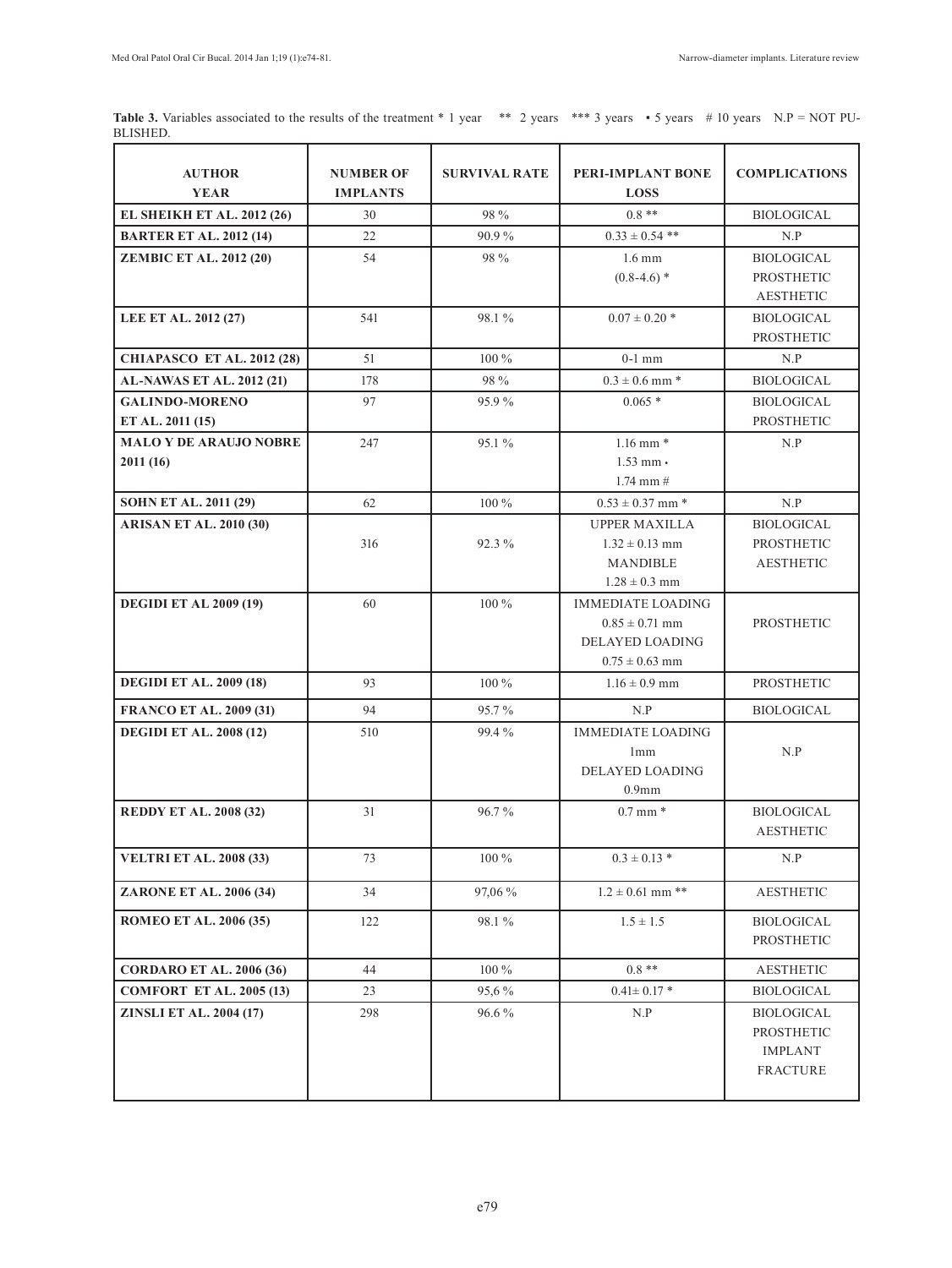**Table 3.** Variables associated to the results of the treatment * 1 year ** 2 years *** 3 years ▪ 5 years # 10 years N.P = NOT PUBLISHED.

| AUTHOR YEAR | NUMBER OF IMPLANTS | SURVIVAL RATE | PERI-IMPLANT BONE LOSS | COMPLICATIONS |
|---|---|---|---|---|
| **EL SHEIKH ET AL. 2012 (26)** | 30 | 98 % | 0.8 ** | BIOLOGICAL |
| **BARTER ET AL. 2012 (14)** | 22 | 90.9 % | 0.33 ± 0.54 ** | N.P |
| **ZEMBIC ET AL. 2012 (20)** | 54 | 98 % | 1.6 mm (0.8-4.6) * | BIOLOGICAL PROSTHETIC AESTHETIC |
| **LEE ET AL. 2012 (27)** | 541 | 98.1 % | 0.07 ± 0.20 * | BIOLOGICAL PROSTHETIC |
| **CHIAPASCO ET AL. 2012 (28)** | 51 | 100 % | 0-1 mm | N.P |
| **AL-NAWAS ET AL. 2012 (21)** | 178 | 98 % | 0.3 ± 0.6 mm * | BIOLOGICAL |
| **GALINDO-MORENO ET AL. 2011 (15)** | 97 | 95.9 % | 0.065 * | BIOLOGICAL PROSTHETIC |
| **MALO Y DE ARAUJO NOBRE 2011 (16)** | 247 | 95.1 % | 1.16 mm * 1.53 mm ▪ 1.74 mm # | N.P |
| **SOHN ET AL. 2011 (29)** | 62 | 100 % | 0.53 ± 0.37 mm * | N.P |
| **ARISAN ET AL. 2010 (30)** | 316 | 92.3 % | UPPER MAXILLA 1.32 ± 0.13 mm MANDIBLE 1.28 ± 0.3 mm | BIOLOGICAL PROSTHETIC AESTHETIC |
| **DEGIDI ET AL 2009 (19)** | 60 | 100 % | IMMEDIATE LOADING 0.85 ± 0.71 mm DELAYED LOADING 0.75 ± 0.63 mm | PROSTHETIC |
| **DEGIDI ET AL. 2009 (18)** | 93 | 100 % | 1.16 ± 0.9 mm | PROSTHETIC |
| **FRANCO ET AL. 2009 (31)** | 94 | 95.7 % | N.P | BIOLOGICAL |
| **DEGIDI ET AL. 2008 (12)** | 510 | 99.4 % | IMMEDIATE LOADING 1mm DELAYED LOADING 0.9mm | N.P |
| **REDDY ET AL. 2008 (32)** | 31 | 96.7 % | 0.7 mm * | BIOLOGICAL AESTHETIC |
| **VELTRI ET AL. 2008 (33)** | 73 | 100 % | 0.3 ± 0.13 * | N.P |
| **ZARONE ET AL. 2006 (34)** | 34 | 97,06 % | 1.2 ± 0.61 mm ** | AESTHETIC |
| **ROMEO ET AL. 2006 (35)** | 122 | 98.1 % | 1.5 ± 1.5 | BIOLOGICAL PROSTHETIC |
| **CORDARO ET AL. 2006 (36)** | 44 | 100 % | 0.8 ** | AESTHETIC |
| **COMFORT ET AL. 2005 (13)** | 23 | 95,6 % | 0.41± 0.17 * | BIOLOGICAL |
| **ZINSLI ET AL. 2004 (17)** | 298 | 96.6 % | N.P | BIOLOGICAL PROSTHETIC IMPLANT FRACTURE |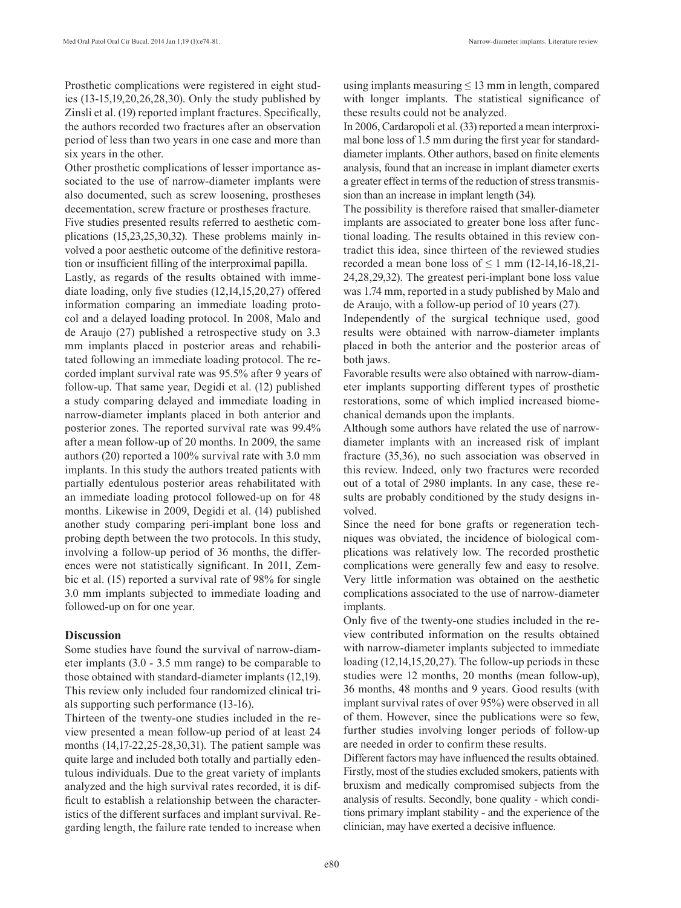Prosthetic complications were registered in eight studies (13-15,19,20,26,28,30). Only the study published by Zinsli et al. (19) reported implant fractures. Specifically, the authors recorded two fractures after an observation period of less than two years in one case and more than six years in the other.

Other prosthetic complications of lesser importance associated to the use of narrow-diameter implants were also documented, such as screw loosening, prostheses decementation, screw fracture or prostheses fracture.

Five studies presented results referred to aesthetic complications (15,23,25,30,32). These problems mainly involved a poor aesthetic outcome of the definitive restoration or insufficient filling of the interproximal papilla.

Lastly, as regards of the results obtained with immediate loading, only five studies (12,14,15,20,27) offered information comparing an immediate loading protocol and a delayed loading protocol. In 2008, Malo and de Araujo (27) published a retrospective study on 3.3 mm implants placed in posterior areas and rehabilitated following an immediate loading protocol. The recorded implant survival rate was 95.5% after 9 years of follow-up. That same year, Degidi et al. (12) published a study comparing delayed and immediate loading in narrow-diameter implants placed in both anterior and posterior zones. The reported survival rate was 99.4% after a mean follow-up of 20 months. In 2009, the same authors (20) reported a 100% survival rate with 3.0 mm implants. In this study the authors treated patients with partially edentulous posterior areas rehabilitated with an immediate loading protocol followed-up on for 48 months. Likewise in 2009, Degidi et al. (14) published another study comparing peri-implant bone loss and probing depth between the two protocols. In this study, involving a follow-up period of 36 months, the differences were not statistically significant. In 2011, Zembic et al. (15) reported a survival rate of 98% for single 3.0 mm implants subjected to immediate loading and followed-up on for one year.

## Discussion

Some studies have found the survival of narrow-diameter implants (3.0 - 3.5 mm range) to be comparable to those obtained with standard-diameter implants (12,19). This review only included four randomized clinical trials supporting such performance (13-16).

Thirteen of the twenty-one studies included in the review presented a mean follow-up period of at least 24 months (14,17-22,25-28,30,31). The patient sample was quite large and included both totally and partially edentulous individuals. Due to the great variety of implants analyzed and the high survival rates recorded, it is difficult to establish a relationship between the characteristics of the different surfaces and implant survival. Regarding length, the failure rate tended to increase when using implants measuring ≤ 13 mm in length, compared with longer implants. The statistical significance of these results could not be analyzed.

In 2006, Cardaropoli et al. (33) reported a mean interproximal bone loss of 1.5 mm during the first year for standard-diameter implants. Other authors, based on finite elements analysis, found that an increase in implant diameter exerts a greater effect in terms of the reduction of stress transmission than an increase in implant length (34).

The possibility is therefore raised that smaller-diameter implants are associated to greater bone loss after functional loading. The results obtained in this review contradict this idea, since thirteen of the reviewed studies recorded a mean bone loss of ≤ 1 mm (12-14,16-18,21-24,28,29,32). The greatest peri-implant bone loss value was 1.74 mm, reported in a study published by Malo and de Araujo, with a follow-up period of 10 years (27).

Independently of the surgical technique used, good results were obtained with narrow-diameter implants placed in both the anterior and the posterior areas of both jaws.

Favorable results were also obtained with narrow-diameter implants supporting different types of prosthetic restorations, some of which implied increased biomechanical demands upon the implants.

Although some authors have related the use of narrow-diameter implants with an increased risk of implant fracture (35,36), no such association was observed in this review. Indeed, only two fractures were recorded out of a total of 2980 implants. In any case, these results are probably conditioned by the study designs involved.

Since the need for bone grafts or regeneration techniques was obviated, the incidence of biological complications was relatively low. The recorded prosthetic complications were generally few and easy to resolve. Very little information was obtained on the aesthetic complications associated to the use of narrow-diameter implants.

Only five of the twenty-one studies included in the review contributed information on the results obtained with narrow-diameter implants subjected to immediate loading (12,14,15,20,27). The follow-up periods in these studies were 12 months, 20 months (mean follow-up), 36 months, 48 months and 9 years. Good results (with implant survival rates of over 95%) were observed in all of them. However, since the publications were so few, further studies involving longer periods of follow-up are needed in order to confirm these results.

Different factors may have influenced the results obtained. Firstly, most of the studies excluded smokers, patients with bruxism and medically compromised subjects from the analysis of results. Secondly, bone quality - which conditions primary implant stability - and the experience of the clinician, may have exerted a decisive influence.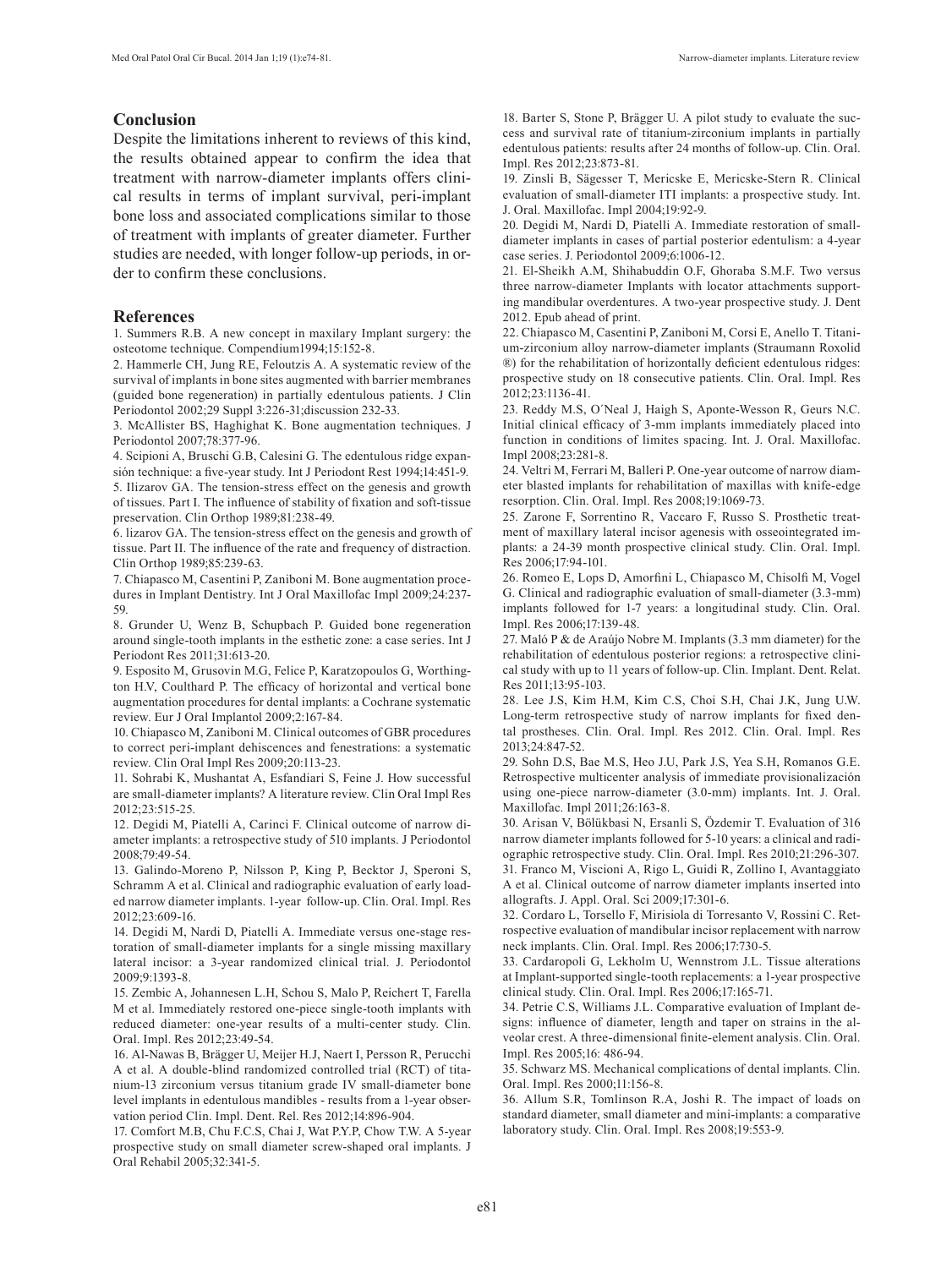## Conclusion

Despite the limitations inherent to reviews of this kind, the results obtained appear to confirm the idea that treatment with narrow-diameter implants offers clinical results in terms of implant survival, peri-implant bone loss and associated complications similar to those of treatment with implants of greater diameter. Further studies are needed, with longer follow-up periods, in order to confirm these conclusions.

## References

1. Summers R.B. A new concept in maxilary Implant surgery: the osteotome technique. Compendium1994;15:152-8.
2. Hammerle CH, Jung RE, Feloutzis A. A systematic review of the survival of implants in bone sites augmented with barrier membranes (guided bone regeneration) in partially edentulous patients. J Clin Periodontol 2002;29 Suppl 3:226-31;discussion 232-33.
3. McAllister BS, Haghighat K. Bone augmentation techniques. J Periodontol 2007;78:377-96.
4. Scipioni A, Bruschi G.B, Calesini G. The edentulous ridge expansión technique: a five-year study. Int J Periodont Rest 1994;14:451-9.
5. Ilizarov GA. The tension-stress effect on the genesis and growth of tissues. Part I. The influence of stability of fixation and soft-tissue preservation. Clin Orthop 1989;81:238-49.
6. lizarov GA. The tension-stress effect on the genesis and growth of tissue. Part II. The influence of the rate and frequency of distraction. Clin Orthop 1989;85:239-63.
7. Chiapasco M, Casentini P, Zaniboni M. Bone augmentation procedures in Implant Dentistry. Int J Oral Maxillofac Impl 2009;24:237-59.
8. Grunder U, Wenz B, Schupbach P. Guided bone regeneration around single-tooth implants in the esthetic zone: a case series. Int J Periodont Res 2011;31:613-20.
9. Esposito M, Grusovin M.G, Felice P, Karatzopoulos G, Worthington H.V, Coulthard P. The efficacy of horizontal and vertical bone augmentation procedures for dental implants: a Cochrane systematic review. Eur J Oral Implantol 2009;2:167-84.
10. Chiapasco M, Zaniboni M. Clinical outcomes of GBR procedures to correct peri-implant dehiscences and fenestrations: a systematic review. Clin Oral Impl Res 2009;20:113-23.
11. Sohrabi K, Mushantat A, Esfandiari S, Feine J. How successful are small-diameter implants? A literature review. Clin Oral Impl Res 2012;23:515-25.
12. Degidi M, Piatelli A, Carinci F. Clinical outcome of narrow diameter implants: a retrospective study of 510 implants. J Periodontol 2008;79:49-54.
13. Galindo-Moreno P, Nilsson P, King P, Becktor J, Speroni S, Schramm A et al. Clinical and radiographic evaluation of early loaded narrow diameter implants. 1-year follow-up. Clin. Oral. Impl. Res 2012;23:609-16.
14. Degidi M, Nardi D, Piatelli A. Immediate versus one-stage restoration of small-diameter implants for a single missing maxillary lateral incisor: a 3-year randomized clinical trial. J. Periodontol 2009;9:1393-8.
15. Zembic A, Johannesen L.H, Schou S, Malo P, Reichert T, Farella M et al. Immediately restored one-piece single-tooth implants with reduced diameter: one-year results of a multi-center study. Clin. Oral. Impl. Res 2012;23:49-54.
16. Al-Nawas B, Brägger U, Meijer H.J, Naert I, Persson R, Perucchi A et al. A double-blind randomized controlled trial (RCT) of titanium-13 zirconium versus titanium grade IV small-diameter bone level implants in edentulous mandibles - results from a 1-year observation period Clin. Impl. Dent. Rel. Res 2012;14:896-904.
17. Comfort M.B, Chu F.C.S, Chai J, Wat P.Y.P, Chow T.W. A 5-year prospective study on small diameter screw-shaped oral implants. J Oral Rehabil 2005;32:341-5.
18. Barter S, Stone P, Brägger U. A pilot study to evaluate the success and survival rate of titanium-zirconium implants in partially edentulous patients: results after 24 months of follow-up. Clin. Oral. Impl. Res 2012;23:873-81.
19. Zinsli B, Sägesser T, Mericske E, Mericske-Stern R. Clinical evaluation of small-diameter ITI implants: a prospective study. Int. J. Oral. Maxillofac. Impl 2004;19:92-9.
20. Degidi M, Nardi D, Piatelli A. Immediate restoration of small-diameter implants in cases of partial posterior edentulism: a 4-year case series. J. Periodontol 2009;6:1006-12.
21. El-Sheikh A.M, Shihabuddin O.F, Ghoraba S.M.F. Two versus three narrow-diameter Implants with locator attachments supporting mandibular overdentures. A two-year prospective study. J. Dent 2012. Epub ahead of print.
22. Chiapasco M, Casentini P, Zaniboni M, Corsi E, Anello T. Titanium-zirconium alloy narrow-diameter implants (Straumann Roxolid ®) for the rehabilitation of horizontally deficient edentulous ridges: prospective study on 18 consecutive patients. Clin. Oral. Impl. Res 2012;23:1136-41.
23. Reddy M.S, O´Neal J, Haigh S, Aponte-Wesson R, Geurs N.C. Initial clinical efficacy of 3-mm implants immediately placed into function in conditions of limites spacing. Int. J. Oral. Maxillofac. Impl 2008;23:281-8.
24. Veltri M, Ferrari M, Balleri P. One-year outcome of narrow diameter blasted implants for rehabilitation of maxillas with knife-edge resorption. Clin. Oral. Impl. Res 2008;19:1069-73.
25. Zarone F, Sorrentino R, Vaccaro F, Russo S. Prosthetic treatment of maxillary lateral incisor agenesis with osseointegrated implants: a 24-39 month prospective clinical study. Clin. Oral. Impl. Res 2006;17:94-101.
26. Romeo E, Lops D, Amorfini L, Chiapasco M, Chisolfi M, Vogel G. Clinical and radiographic evaluation of small-diameter (3.3-mm) implants followed for 1-7 years: a longitudinal study. Clin. Oral. Impl. Res 2006;17:139-48.
27. Maló P & de Araújo Nobre M. Implants (3.3 mm diameter) for the rehabilitation of edentulous posterior regions: a retrospective clinical study with up to 11 years of follow-up. Clin. Implant. Dent. Relat. Res 2011;13:95-103.
28. Lee J.S, Kim H.M, Kim C.S, Choi S.H, Chai J.K, Jung U.W. Long-term retrospective study of narrow implants for fixed dental prostheses. Clin. Oral. Impl. Res 2012. Clin. Oral. Impl. Res 2013;24:847-52.
29. Sohn D.S, Bae M.S, Heo J.U, Park J.S, Yea S.H, Romanos G.E. Retrospective multicenter analysis of immediate provisionalización using one-piece narrow-diameter (3.0-mm) implants. Int. J. Oral. Maxillofac. Impl 2011;26:163-8.
30. Arisan V, Bölükbasi N, Ersanli S, Özdemir T. Evaluation of 316 narrow diameter implants followed for 5-10 years: a clinical and radiographic retrospective study. Clin. Oral. Impl. Res 2010;21:296-307.
31. Franco M, Viscioni A, Rigo L, Guidi R, Zollino I, Avantaggiato A et al. Clinical outcome of narrow diameter implants inserted into allografts. J. Appl. Oral. Sci 2009;17:301-6.
32. Cordaro L, Torsello F, Mirisiola di Torresanto V, Rossini C. Retrospective evaluation of mandibular incisor replacement with narrow neck implants. Clin. Oral. Impl. Res 2006;17:730-5.
33. Cardaropoli G, Lekholm U, Wennstrom J.L. Tissue alterations at Implant-supported single-tooth replacements: a 1-year prospective clinical study. Clin. Oral. Impl. Res 2006;17:165-71.
34. Petrie C.S, Williams J.L. Comparative evaluation of Implant designs: influence of diameter, length and taper on strains in the alveolar crest. A three-dimensional finite-element analysis. Clin. Oral. Impl. Res 2005;16: 486-94.
35. Schwarz MS. Mechanical complications of dental implants. Clin. Oral. Impl. Res 2000;11:156-8.
36. Allum S.R, Tomlinson R.A, Joshi R. The impact of loads on standard diameter, small diameter and mini-implants: a comparative laboratory study. Clin. Oral. Impl. Res 2008;19:553-9.